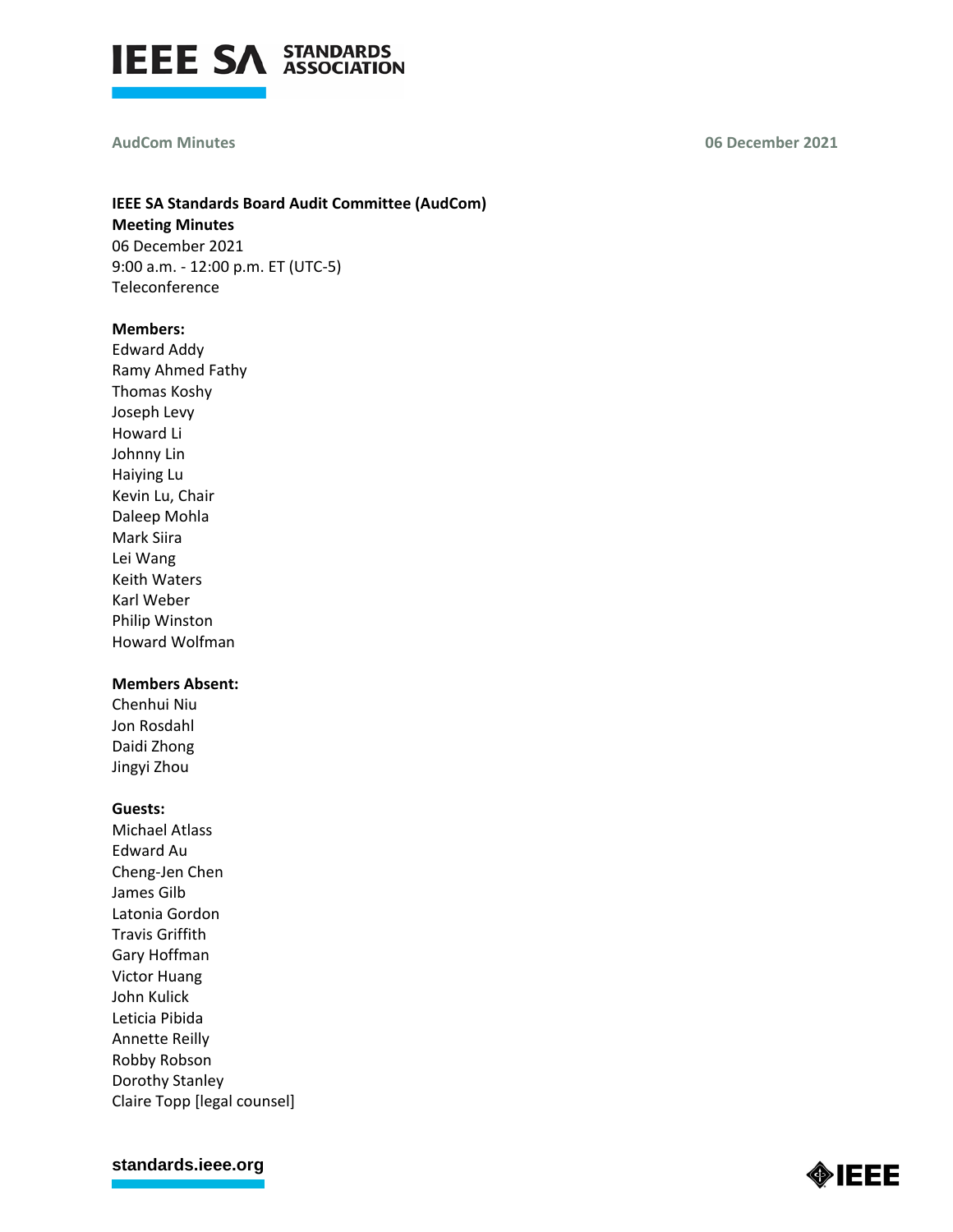**IEEE SA Standards Board Audit Committee (AudCom)**
**Meeting Minutes**
06 December 2021
9:00 a.m. - 12:00 p.m. ET (UTC-5)
Teleconference

**Members:**
Edward Addy
Ramy Ahmed Fathy
Thomas Koshy
Joseph Levy
Howard Li
Johnny Lin
Haiying Lu
Kevin Lu, Chair
Daleep Mohla
Mark Siira
Lei Wang
Keith Waters
Karl Weber
Philip Winston
Howard Wolfman

**Members Absent:**
Chenhui Niu
Jon Rosdahl
Daidi Zhong
Jingyi Zhou

**Guests:**
Michael Atlass
Edward Au
Cheng-Jen Chen
James Gilb
Latonia Gordon
Travis Griffith
Gary Hoffman
Victor Huang
John Kulick
Leticia Pibida
Annette Reilly
Robby Robson
Dorothy Stanley
Claire Topp [legal counsel]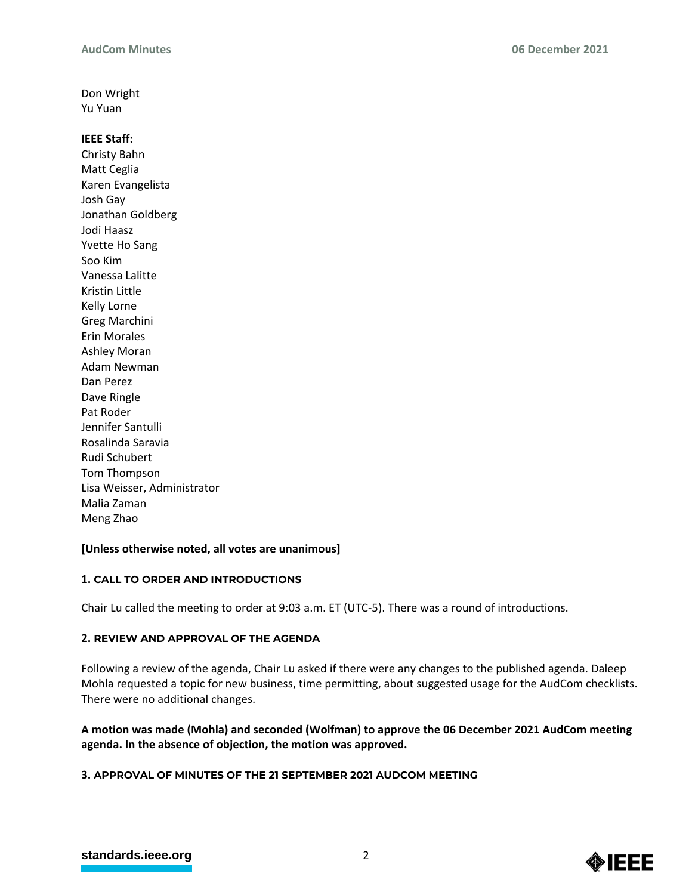Don Wright
Yu Yuan

**IEEE Staff:**
Christy Bahn
Matt Ceglia
Karen Evangelista
Josh Gay
Jonathan Goldberg
Jodi Haasz
Yvette Ho Sang
Soo Kim
Vanessa Lalitte
Kristin Little
Kelly Lorne
Greg Marchini
Erin Morales
Ashley Moran
Adam Newman
Dan Perez
Dave Ringle
Pat Roder
Jennifer Santulli
Rosalinda Saravia
Rudi Schubert
Tom Thompson
Lisa Weisser, Administrator
Malia Zaman
Meng Zhao

**[Unless otherwise noted, all votes are unanimous]**

### 1. CALL TO ORDER AND INTRODUCTIONS

Chair Lu called the meeting to order at 9:03 a.m. ET (UTC-5). There was a round of introductions.

### 2. REVIEW AND APPROVAL OF THE AGENDA

Following a review of the agenda, Chair Lu asked if there were any changes to the published agenda. Daleep Mohla requested a topic for new business, time permitting, about suggested usage for the AudCom checklists. There were no additional changes.

**A motion was made (Mohla) and seconded (Wolfman) to approve the 06 December 2021 AudCom meeting agenda. In the absence of objection, the motion was approved.**

### 3. APPROVAL OF MINUTES OF THE 21 SEPTEMBER 2021 AUDCOM MEETING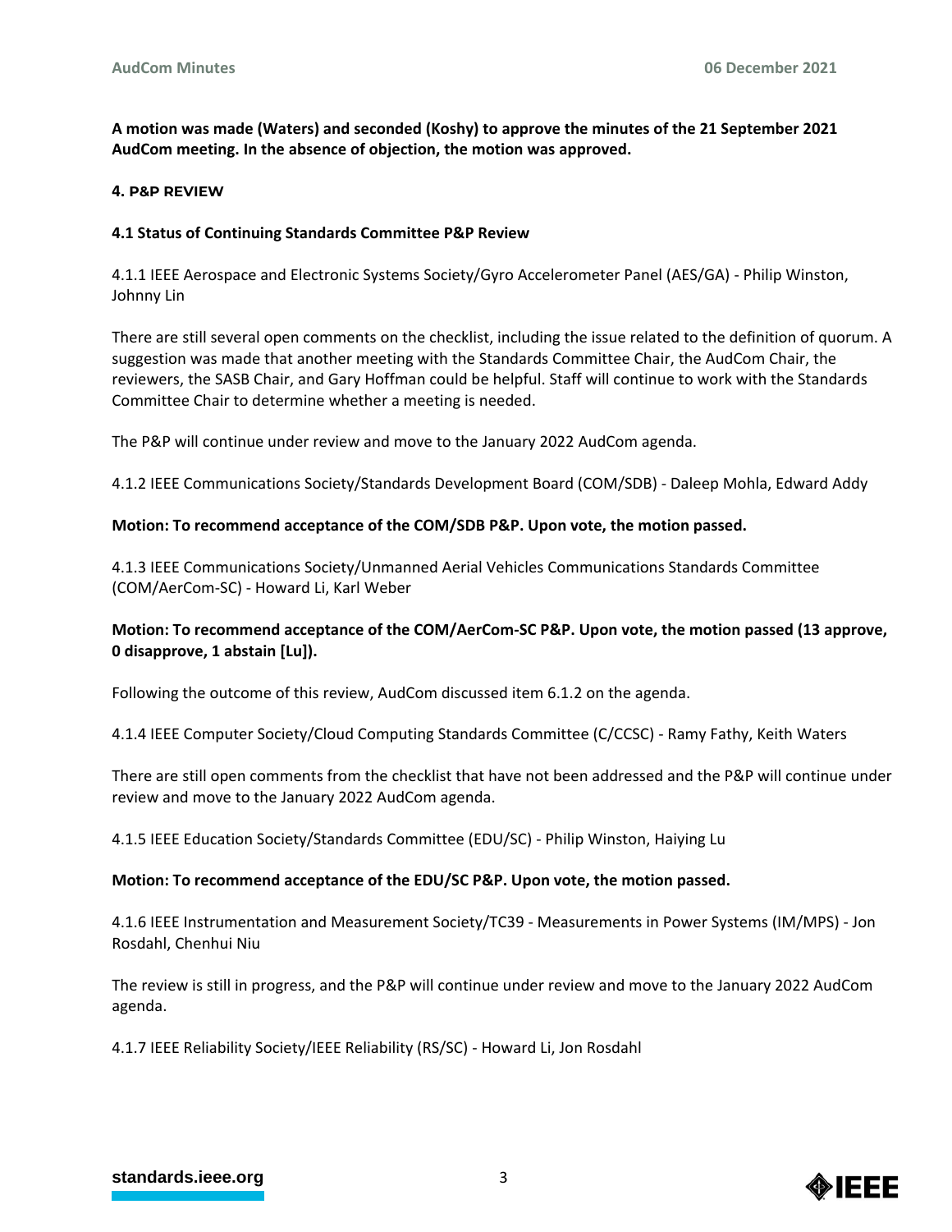**A motion was made (Waters) and seconded (Koshy) to approve the minutes of the 21 September 2021 AudCom meeting. In the absence of objection, the motion was approved.**

## 4. P&P REVIEW

### 4.1 Status of Continuing Standards Committee P&P Review

4.1.1 IEEE Aerospace and Electronic Systems Society/Gyro Accelerometer Panel (AES/GA) - Philip Winston, Johnny Lin

There are still several open comments on the checklist, including the issue related to the definition of quorum. A suggestion was made that another meeting with the Standards Committee Chair, the AudCom Chair, the reviewers, the SASB Chair, and Gary Hoffman could be helpful. Staff will continue to work with the Standards Committee Chair to determine whether a meeting is needed.

The P&P will continue under review and move to the January 2022 AudCom agenda.

4.1.2 IEEE Communications Society/Standards Development Board (COM/SDB) - Daleep Mohla, Edward Addy

**Motion: To recommend acceptance of the COM/SDB P&P. Upon vote, the motion passed.**

4.1.3 IEEE Communications Society/Unmanned Aerial Vehicles Communications Standards Committee (COM/AerCom-SC) - Howard Li, Karl Weber

**Motion: To recommend acceptance of the COM/AerCom-SC P&P. Upon vote, the motion passed (13 approve, 0 disapprove, 1 abstain [Lu]).**

Following the outcome of this review, AudCom discussed item 6.1.2 on the agenda.

4.1.4 IEEE Computer Society/Cloud Computing Standards Committee (C/CCSC) - Ramy Fathy, Keith Waters

There are still open comments from the checklist that have not been addressed and the P&P will continue under review and move to the January 2022 AudCom agenda.

4.1.5 IEEE Education Society/Standards Committee (EDU/SC) - Philip Winston, Haiying Lu

**Motion: To recommend acceptance of the EDU/SC P&P. Upon vote, the motion passed.**

4.1.6 IEEE Instrumentation and Measurement Society/TC39 - Measurements in Power Systems (IM/MPS) - Jon Rosdahl, Chenhui Niu

The review is still in progress, and the P&P will continue under review and move to the January 2022 AudCom agenda.

4.1.7 IEEE Reliability Society/IEEE Reliability (RS/SC) - Howard Li, Jon Rosdahl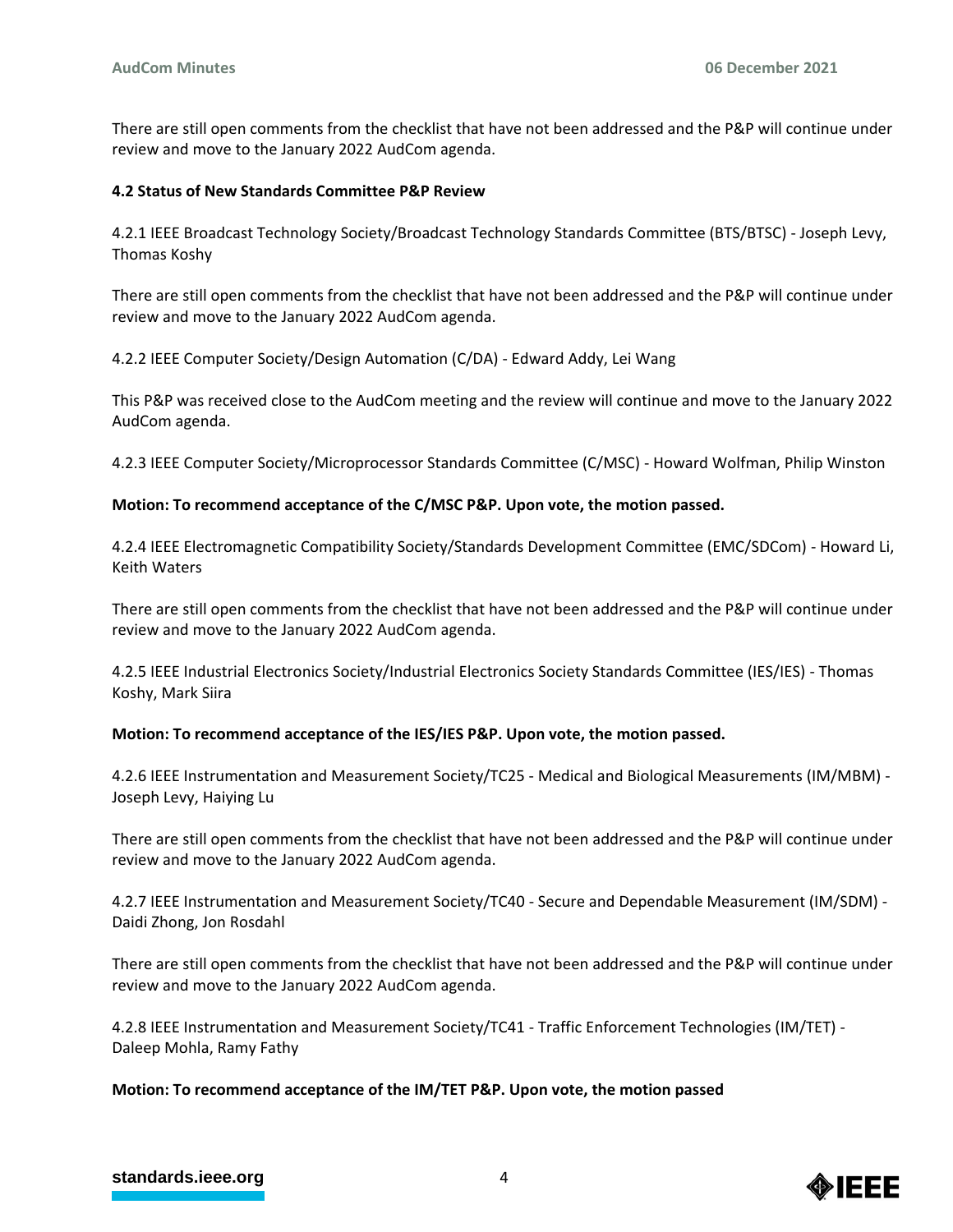There are still open comments from the checklist that have not been addressed and the P&P will continue under review and move to the January 2022 AudCom agenda.

**4.2 Status of New Standards Committee P&P Review**

4.2.1 IEEE Broadcast Technology Society/Broadcast Technology Standards Committee (BTS/BTSC) - Joseph Levy, Thomas Koshy

There are still open comments from the checklist that have not been addressed and the P&P will continue under review and move to the January 2022 AudCom agenda.

4.2.2 IEEE Computer Society/Design Automation (C/DA) - Edward Addy, Lei Wang

This P&P was received close to the AudCom meeting and the review will continue and move to the January 2022 AudCom agenda.

4.2.3 IEEE Computer Society/Microprocessor Standards Committee (C/MSC) - Howard Wolfman, Philip Winston

**Motion: To recommend acceptance of the C/MSC P&P. Upon vote, the motion passed.**

4.2.4 IEEE Electromagnetic Compatibility Society/Standards Development Committee (EMC/SDCom) - Howard Li, Keith Waters

There are still open comments from the checklist that have not been addressed and the P&P will continue under review and move to the January 2022 AudCom agenda.

4.2.5 IEEE Industrial Electronics Society/Industrial Electronics Society Standards Committee (IES/IES) - Thomas Koshy, Mark Siira

**Motion: To recommend acceptance of the IES/IES P&P. Upon vote, the motion passed.**

4.2.6 IEEE Instrumentation and Measurement Society/TC25 - Medical and Biological Measurements (IM/MBM) - Joseph Levy, Haiying Lu

There are still open comments from the checklist that have not been addressed and the P&P will continue under review and move to the January 2022 AudCom agenda.

4.2.7 IEEE Instrumentation and Measurement Society/TC40 - Secure and Dependable Measurement (IM/SDM) - Daidi Zhong, Jon Rosdahl

There are still open comments from the checklist that have not been addressed and the P&P will continue under review and move to the January 2022 AudCom agenda.

4.2.8 IEEE Instrumentation and Measurement Society/TC41 - Traffic Enforcement Technologies (IM/TET) - Daleep Mohla, Ramy Fathy

**Motion: To recommend acceptance of the IM/TET P&P. Upon vote, the motion passed**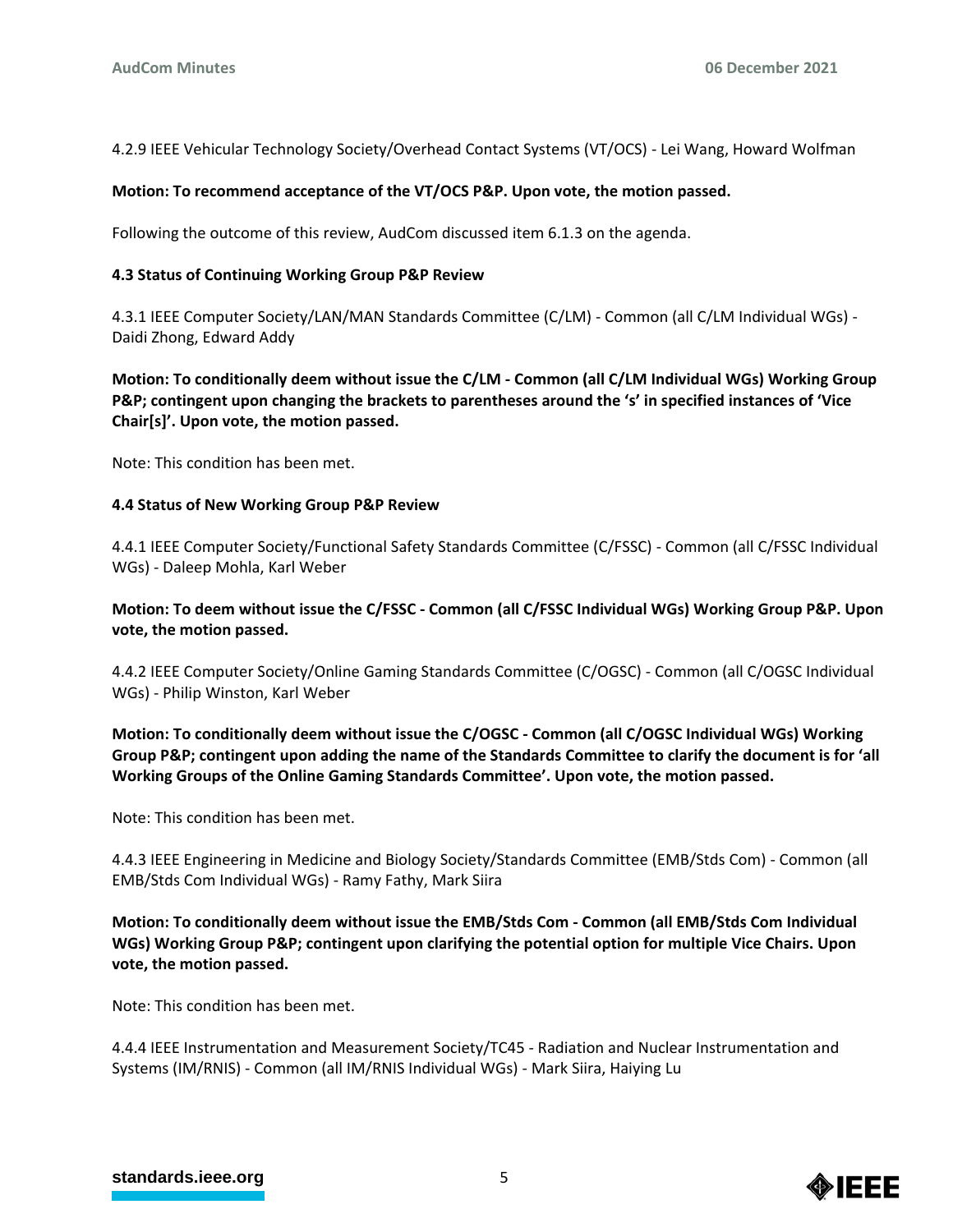4.2.9 IEEE Vehicular Technology Society/Overhead Contact Systems (VT/OCS) - Lei Wang, Howard Wolfman

**Motion: To recommend acceptance of the VT/OCS P&P. Upon vote, the motion passed.**

Following the outcome of this review, AudCom discussed item 6.1.3 on the agenda.

**4.3 Status of Continuing Working Group P&P Review**

4.3.1 IEEE Computer Society/LAN/MAN Standards Committee (C/LM) - Common (all C/LM Individual WGs) - Daidi Zhong, Edward Addy

**Motion: To conditionally deem without issue the C/LM - Common (all C/LM Individual WGs) Working Group P&P; contingent upon changing the brackets to parentheses around the 's' in specified instances of 'Vice Chair[s]'. Upon vote, the motion passed.**

Note: This condition has been met.

**4.4 Status of New Working Group P&P Review**

4.4.1 IEEE Computer Society/Functional Safety Standards Committee (C/FSSC) - Common (all C/FSSC Individual WGs) - Daleep Mohla, Karl Weber

**Motion: To deem without issue the C/FSSC - Common (all C/FSSC Individual WGs) Working Group P&P. Upon vote, the motion passed.**

4.4.2 IEEE Computer Society/Online Gaming Standards Committee (C/OGSC) - Common (all C/OGSC Individual WGs) - Philip Winston, Karl Weber

**Motion: To conditionally deem without issue the C/OGSC - Common (all C/OGSC Individual WGs) Working Group P&P; contingent upon adding the name of the Standards Committee to clarify the document is for 'all Working Groups of the Online Gaming Standards Committee'. Upon vote, the motion passed.**

Note: This condition has been met.

4.4.3 IEEE Engineering in Medicine and Biology Society/Standards Committee (EMB/Stds Com) - Common (all EMB/Stds Com Individual WGs) - Ramy Fathy, Mark Siira

**Motion: To conditionally deem without issue the EMB/Stds Com - Common (all EMB/Stds Com Individual WGs) Working Group P&P; contingent upon clarifying the potential option for multiple Vice Chairs. Upon vote, the motion passed.**

Note: This condition has been met.

4.4.4 IEEE Instrumentation and Measurement Society/TC45 - Radiation and Nuclear Instrumentation and Systems (IM/RNIS) - Common (all IM/RNIS Individual WGs) - Mark Siira, Haiying Lu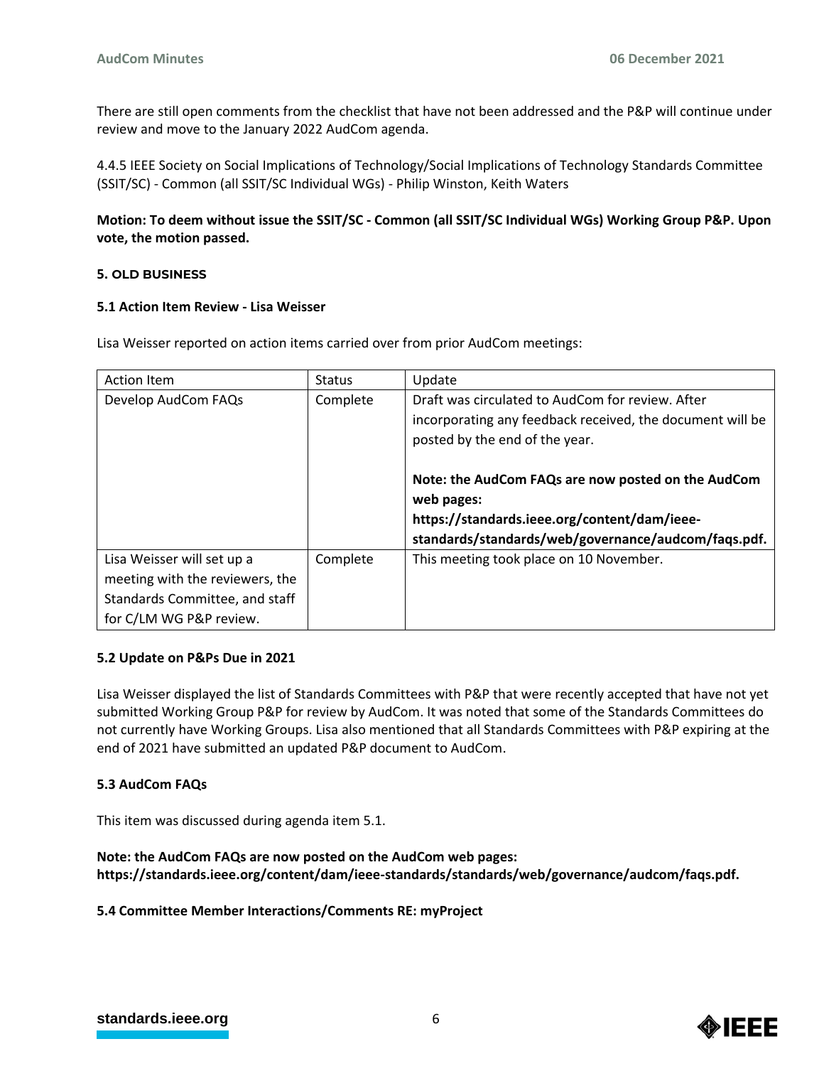There are still open comments from the checklist that have not been addressed and the P&P will continue under review and move to the January 2022 AudCom agenda.

4.4.5 IEEE Society on Social Implications of Technology/Social Implications of Technology Standards Committee (SSIT/SC) - Common (all SSIT/SC Individual WGs) - Philip Winston, Keith Waters

**Motion: To deem without issue the SSIT/SC - Common (all SSIT/SC Individual WGs) Working Group P&P. Upon vote, the motion passed.**

## 5. OLD BUSINESS

### 5.1 Action Item Review - Lisa Weisser

Lisa Weisser reported on action items carried over from prior AudCom meetings:

| Action Item | Status | Update |
|---|---|---|
| Develop AudCom FAQs | Complete | Draft was circulated to AudCom for review. After incorporating any feedback received, the document will be posted by the end of the year.<br><br>**Note: the AudCom FAQs are now posted on the AudCom web pages: https://standards.ieee.org/content/dam/ieee-standards/standards/web/governance/audcom/faqs.pdf.** |
| Lisa Weisser will set up a meeting with the reviewers, the Standards Committee, and staff for C/LM WG P&P review. | Complete | This meeting took place on 10 November. |

### 5.2 Update on P&Ps Due in 2021

Lisa Weisser displayed the list of Standards Committees with P&P that were recently accepted that have not yet submitted Working Group P&P for review by AudCom. It was noted that some of the Standards Committees do not currently have Working Groups. Lisa also mentioned that all Standards Committees with P&P expiring at the end of 2021 have submitted an updated P&P document to AudCom.

### 5.3 AudCom FAQs

This item was discussed during agenda item 5.1.

**Note: the AudCom FAQs are now posted on the AudCom web pages: https://standards.ieee.org/content/dam/ieee-standards/standards/web/governance/audcom/faqs.pdf.**

### 5.4 Committee Member Interactions/Comments RE: myProject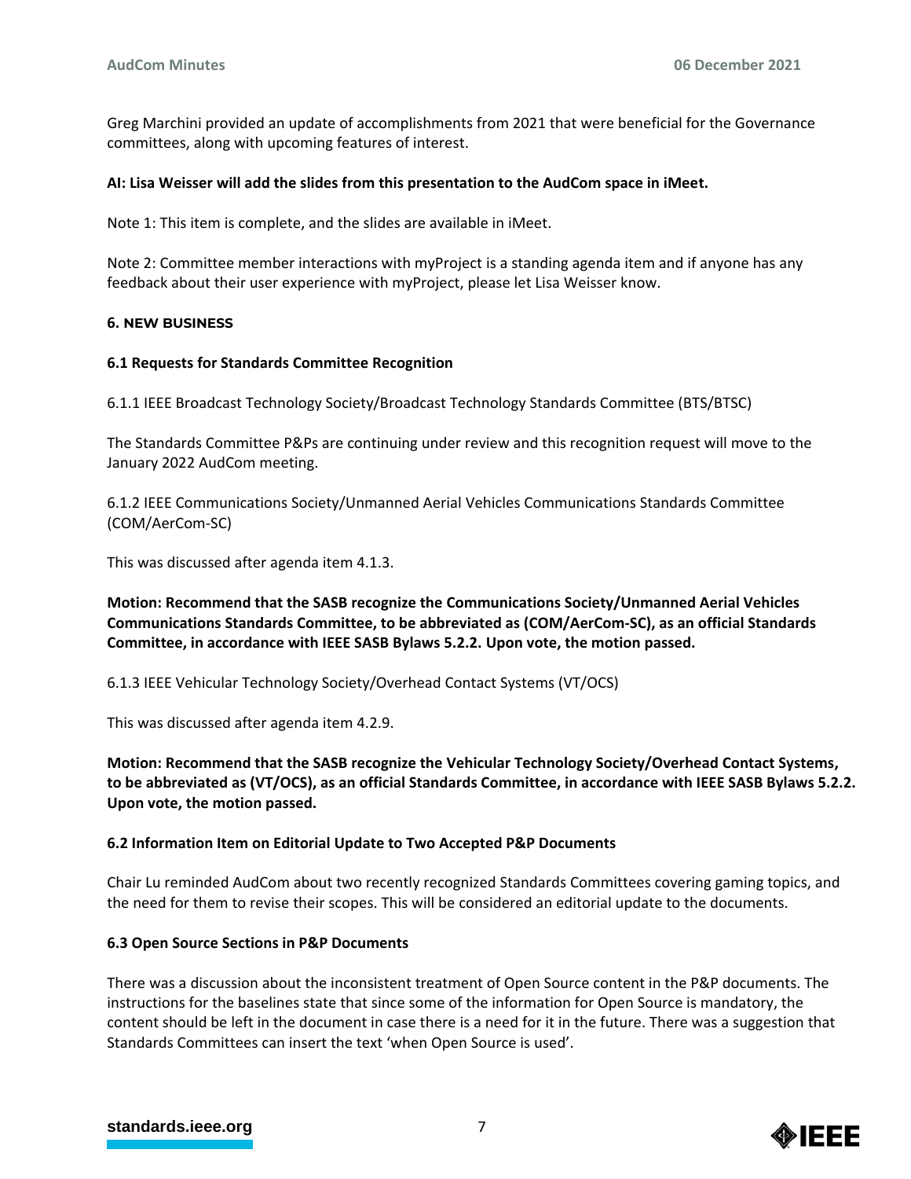Greg Marchini provided an update of accomplishments from 2021 that were beneficial for the Governance committees, along with upcoming features of interest.

**AI: Lisa Weisser will add the slides from this presentation to the AudCom space in iMeet.**

Note 1: This item is complete, and the slides are available in iMeet.

Note 2: Committee member interactions with myProject is a standing agenda item and if anyone has any feedback about their user experience with myProject, please let Lisa Weisser know.

## 6. NEW BUSINESS

### 6.1 Requests for Standards Committee Recognition

6.1.1 IEEE Broadcast Technology Society/Broadcast Technology Standards Committee (BTS/BTSC)

The Standards Committee P&Ps are continuing under review and this recognition request will move to the January 2022 AudCom meeting.

6.1.2 IEEE Communications Society/Unmanned Aerial Vehicles Communications Standards Committee (COM/AerCom-SC)

This was discussed after agenda item 4.1.3.

**Motion: Recommend that the SASB recognize the Communications Society/Unmanned Aerial Vehicles Communications Standards Committee, to be abbreviated as (COM/AerCom-SC), as an official Standards Committee, in accordance with IEEE SASB Bylaws 5.2.2. Upon vote, the motion passed.**

6.1.3 IEEE Vehicular Technology Society/Overhead Contact Systems (VT/OCS)

This was discussed after agenda item 4.2.9.

**Motion: Recommend that the SASB recognize the Vehicular Technology Society/Overhead Contact Systems, to be abbreviated as (VT/OCS), as an official Standards Committee, in accordance with IEEE SASB Bylaws 5.2.2. Upon vote, the motion passed.**

### 6.2 Information Item on Editorial Update to Two Accepted P&P Documents

Chair Lu reminded AudCom about two recently recognized Standards Committees covering gaming topics, and the need for them to revise their scopes. This will be considered an editorial update to the documents.

### 6.3 Open Source Sections in P&P Documents

There was a discussion about the inconsistent treatment of Open Source content in the P&P documents. The instructions for the baselines state that since some of the information for Open Source is mandatory, the content should be left in the document in case there is a need for it in the future. There was a suggestion that Standards Committees can insert the text 'when Open Source is used'.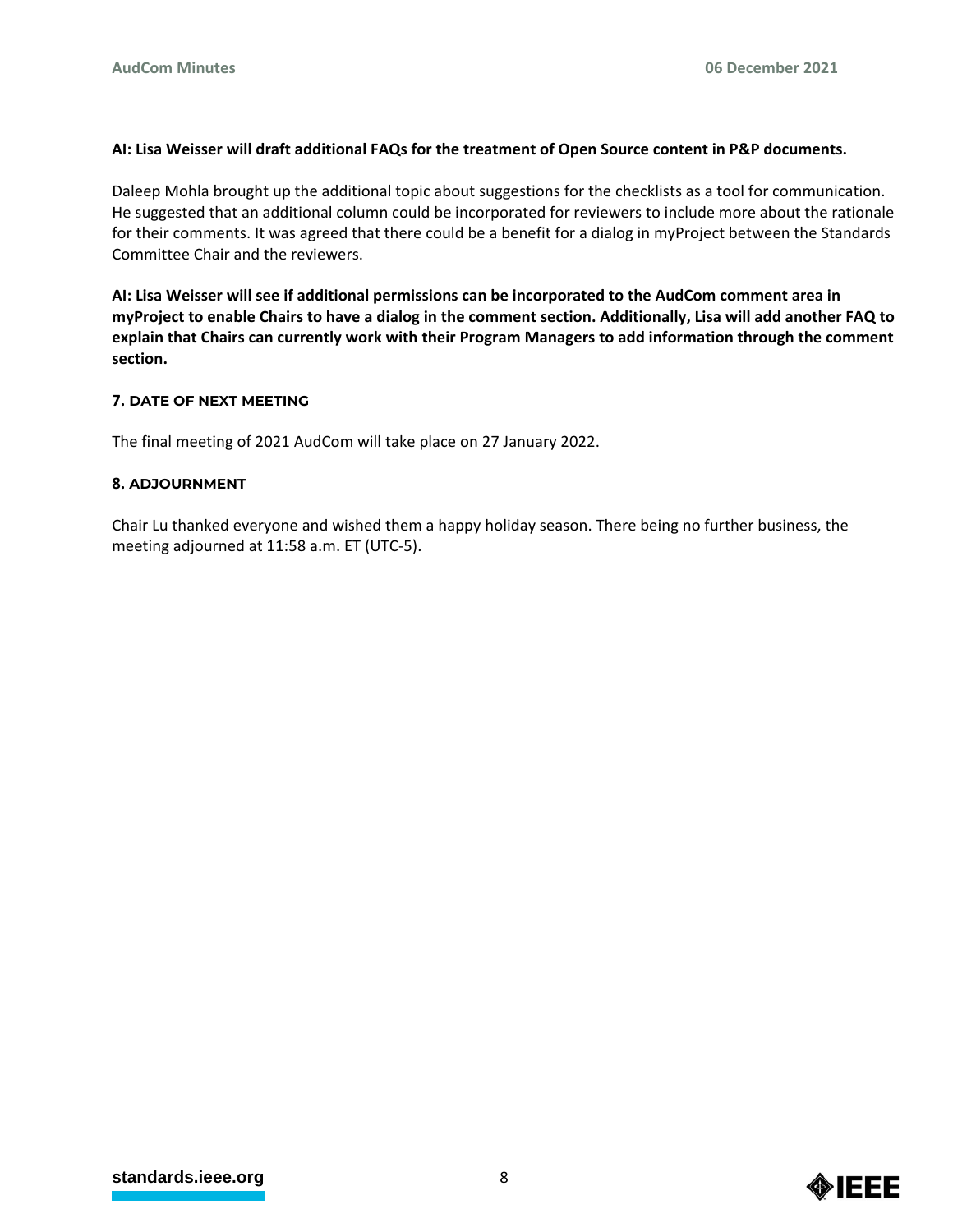**AI: Lisa Weisser will draft additional FAQs for the treatment of Open Source content in P&P documents.**

Daleep Mohla brought up the additional topic about suggestions for the checklists as a tool for communication. He suggested that an additional column could be incorporated for reviewers to include more about the rationale for their comments. It was agreed that there could be a benefit for a dialog in myProject between the Standards Committee Chair and the reviewers.

**AI: Lisa Weisser will see if additional permissions can be incorporated to the AudCom comment area in myProject to enable Chairs to have a dialog in the comment section. Additionally, Lisa will add another FAQ to explain that Chairs can currently work with their Program Managers to add information through the comment section.**

### 7. DATE OF NEXT MEETING

The final meeting of 2021 AudCom will take place on 27 January 2022.

### 8. ADJOURNMENT

Chair Lu thanked everyone and wished them a happy holiday season. There being no further business, the meeting adjourned at 11:58 a.m. ET (UTC-5).